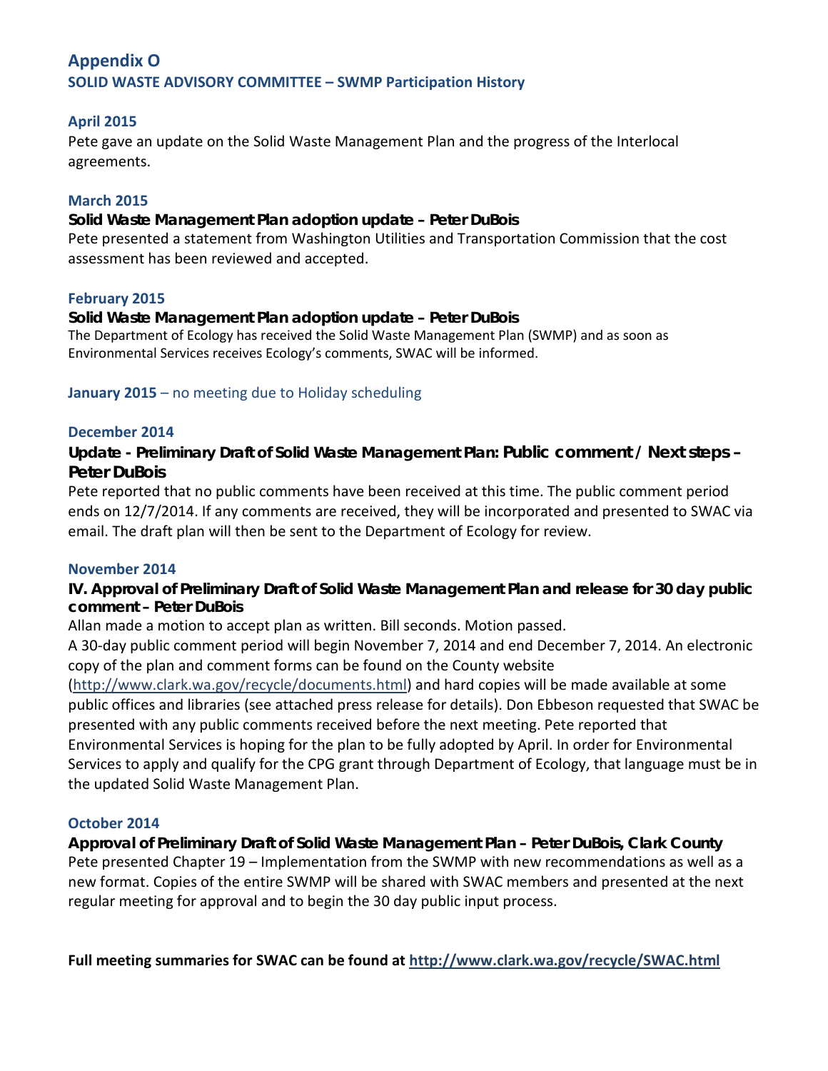# Appendix O

## SOLID WASTE ADVISORY COMMITTEE – SWMP Participation History

### April 2015

Pete gave an update on the Solid Waste Management Plan and the progress of the Interlocal agreements.

### March 2015

**Solid Waste Management Plan adoption update – Peter DuBois**

Pete presented a statement from Washington Utilities and Transportation Commission that the cost assessment has been reviewed and accepted.

### February 2015

**Solid Waste Management Plan adoption update – Peter DuBois**

The Department of Ecology has received the Solid Waste Management Plan (SWMP) and as soon as Environmental Services receives Ecology's comments, SWAC will be informed.

### January 2015 – no meeting due to Holiday scheduling

### December 2014

**Update - Preliminary Draft of Solid Waste Management Plan: Public comment / Next steps – Peter DuBois**

Pete reported that no public comments have been received at this time. The public comment period ends on 12/7/2014. If any comments are received, they will be incorporated and presented to SWAC via email. The draft plan will then be sent to the Department of Ecology for review.

### November 2014

**IV. Approval of Preliminary Draft of Solid Waste Management Plan and release for 30 day public comment – Peter DuBois**

Allan made a motion to accept plan as written. Bill seconds. Motion passed.

A 30-day public comment period will begin November 7, 2014 and end December 7, 2014. An electronic copy of the plan and comment forms can be found on the County website (http://www.clark.wa.gov/recycle/documents.html) and hard copies will be made available at some public offices and libraries (see attached press release for details). Don Ebbeson requested that SWAC be presented with any public comments received before the next meeting. Pete reported that Environmental Services is hoping for the plan to be fully adopted by April. In order for Environmental Services to apply and qualify for the CPG grant through Department of Ecology, that language must be in the updated Solid Waste Management Plan.

### October 2014

**Approval of Preliminary Draft of Solid Waste Management Plan – Peter DuBois, Clark County**

Pete presented Chapter 19 – Implementation from the SWMP with new recommendations as well as a new format. Copies of the entire SWMP will be shared with SWAC members and presented at the next regular meeting for approval and to begin the 30 day public input process.

**Full meeting summaries for SWAC can be found at http://www.clark.wa.gov/recycle/SWAC.html**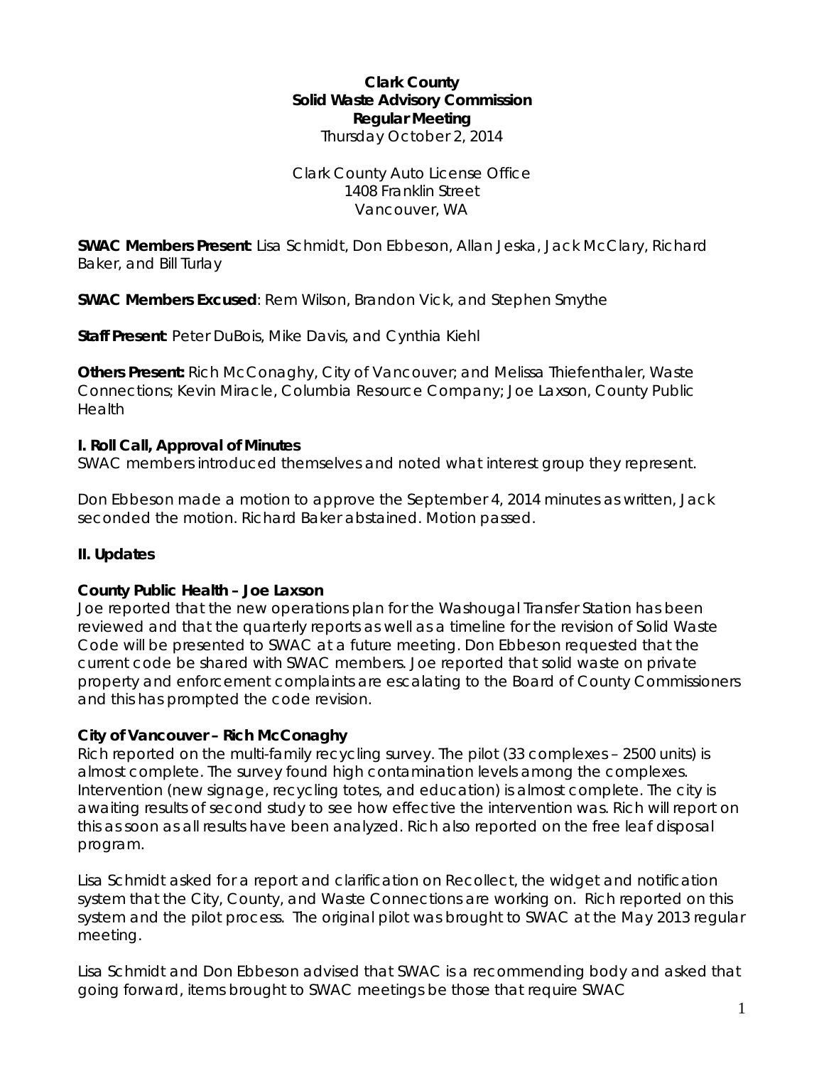**Clark County**
**Solid Waste Advisory Commission**
**Regular Meeting**
Thursday October 2, 2014

Clark County Auto License Office
1408 Franklin Street
Vancouver, WA

**SWAC Members Present**: Lisa Schmidt, Don Ebbeson, Allan Jeska, Jack McClary, Richard Baker, and Bill Turlay

**SWAC Members Excused**: Rem Wilson, Brandon Vick, and Stephen Smythe

**Staff Present**: Peter DuBois, Mike Davis, and Cynthia Kiehl

**Others Present:** Rich McConaghy, City of Vancouver; and Melissa Thiefenthaler, Waste Connections; Kevin Miracle, Columbia Resource Company; Joe Laxson, County Public Health

## I. Roll Call, Approval of Minutes

SWAC members introduced themselves and noted what interest group they represent.

Don Ebbeson made a motion to approve the September 4, 2014 minutes as written, Jack seconded the motion. Richard Baker abstained. Motion passed.

## II. Updates

### County Public Health – Joe Laxson

Joe reported that the new operations plan for the Washougal Transfer Station has been reviewed and that the quarterly reports as well as a timeline for the revision of Solid Waste Code will be presented to SWAC at a future meeting. Don Ebbeson requested that the current code be shared with SWAC members. Joe reported that solid waste on private property and enforcement complaints are escalating to the Board of County Commissioners and this has prompted the code revision.

### City of Vancouver – Rich McConaghy

Rich reported on the multi-family recycling survey. The pilot (33 complexes – 2500 units) is almost complete. The survey found high contamination levels among the complexes. Intervention (new signage, recycling totes, and education) is almost complete. The city is awaiting results of second study to see how effective the intervention was. Rich will report on this as soon as all results have been analyzed. Rich also reported on the free leaf disposal program.

Lisa Schmidt asked for a report and clarification on Recollect, the widget and notification system that the City, County, and Waste Connections are working on. Rich reported on this system and the pilot process. The original pilot was brought to SWAC at the May 2013 regular meeting.

Lisa Schmidt and Don Ebbeson advised that SWAC is a recommending body and asked that going forward, items brought to SWAC meetings be those that require SWAC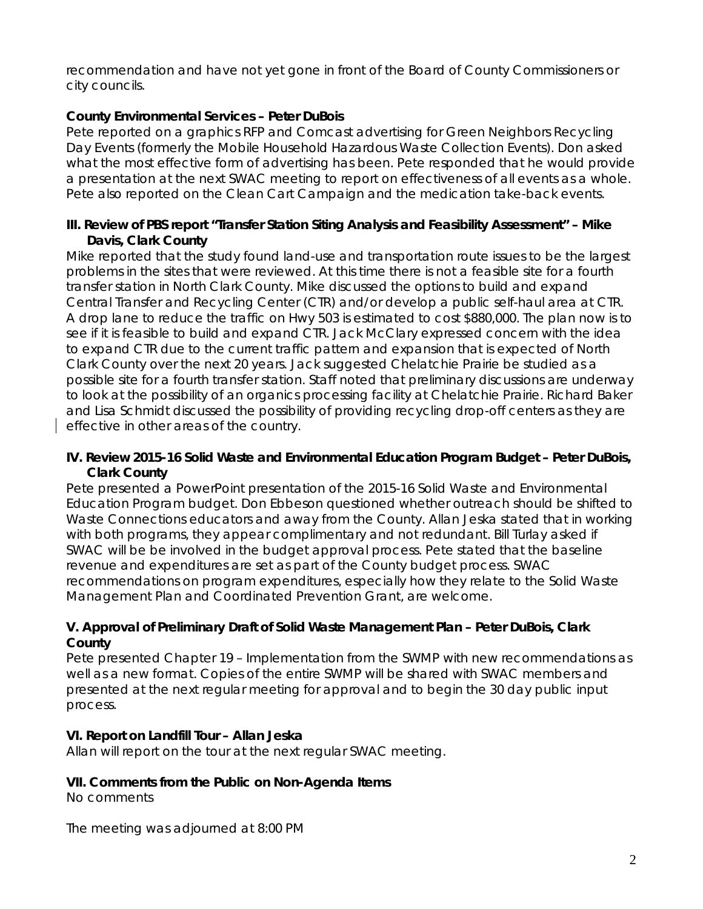recommendation and have not yet gone in front of the Board of County Commissioners or city councils.

**County Environmental Services – Peter DuBois**

Pete reported on a graphics RFP and Comcast advertising for Green Neighbors Recycling Day Events (formerly the Mobile Household Hazardous Waste Collection Events). Don asked what the most effective form of advertising has been. Pete responded that he would provide a presentation at the next SWAC meeting to report on effectiveness of all events as a whole. Pete also reported on the Clean Cart Campaign and the medication take-back events.

**III. Review of PBS report "Transfer Station Siting Analysis and Feasibility Assessment" – Mike Davis, Clark County**

Mike reported that the study found land-use and transportation route issues to be the largest problems in the sites that were reviewed. At this time there is not a feasible site for a fourth transfer station in North Clark County. Mike discussed the options to build and expand Central Transfer and Recycling Center (CTR) and/or develop a public self-haul area at CTR. A drop lane to reduce the traffic on Hwy 503 is estimated to cost $880,000. The plan now is to see if it is feasible to build and expand CTR. Jack McClary expressed concern with the idea to expand CTR due to the current traffic pattern and expansion that is expected of North Clark County over the next 20 years. Jack suggested Chelatchie Prairie be studied as a possible site for a fourth transfer station. Staff noted that preliminary discussions are underway to look at the possibility of an organics processing facility at Chelatchie Prairie. Richard Baker and Lisa Schmidt discussed the possibility of providing recycling drop-off centers as they are effective in other areas of the country.

**IV. Review 2015-16 Solid Waste and Environmental Education Program Budget – Peter DuBois, Clark County**

Pete presented a PowerPoint presentation of the 2015-16 Solid Waste and Environmental Education Program budget. Don Ebbeson questioned whether outreach should be shifted to Waste Connections educators and away from the County. Allan Jeska stated that in working with both programs, they appear complimentary and not redundant. Bill Turlay asked if SWAC will be be involved in the budget approval process. Pete stated that the baseline revenue and expenditures are set as part of the County budget process. SWAC recommendations on program expenditures, especially how they relate to the Solid Waste Management Plan and Coordinated Prevention Grant, are welcome.

**V. Approval of Preliminary Draft of Solid Waste Management Plan – Peter DuBois, Clark County**

Pete presented Chapter 19 – Implementation from the SWMP with new recommendations as well as a new format. Copies of the entire SWMP will be shared with SWAC members and presented at the next regular meeting for approval and to begin the 30 day public input process.

**VI. Report on Landfill Tour – Allan Jeska**

Allan will report on the tour at the next regular SWAC meeting.

**VII. Comments from the Public on Non-Agenda Items**

No comments

The meeting was adjourned at 8:00 PM